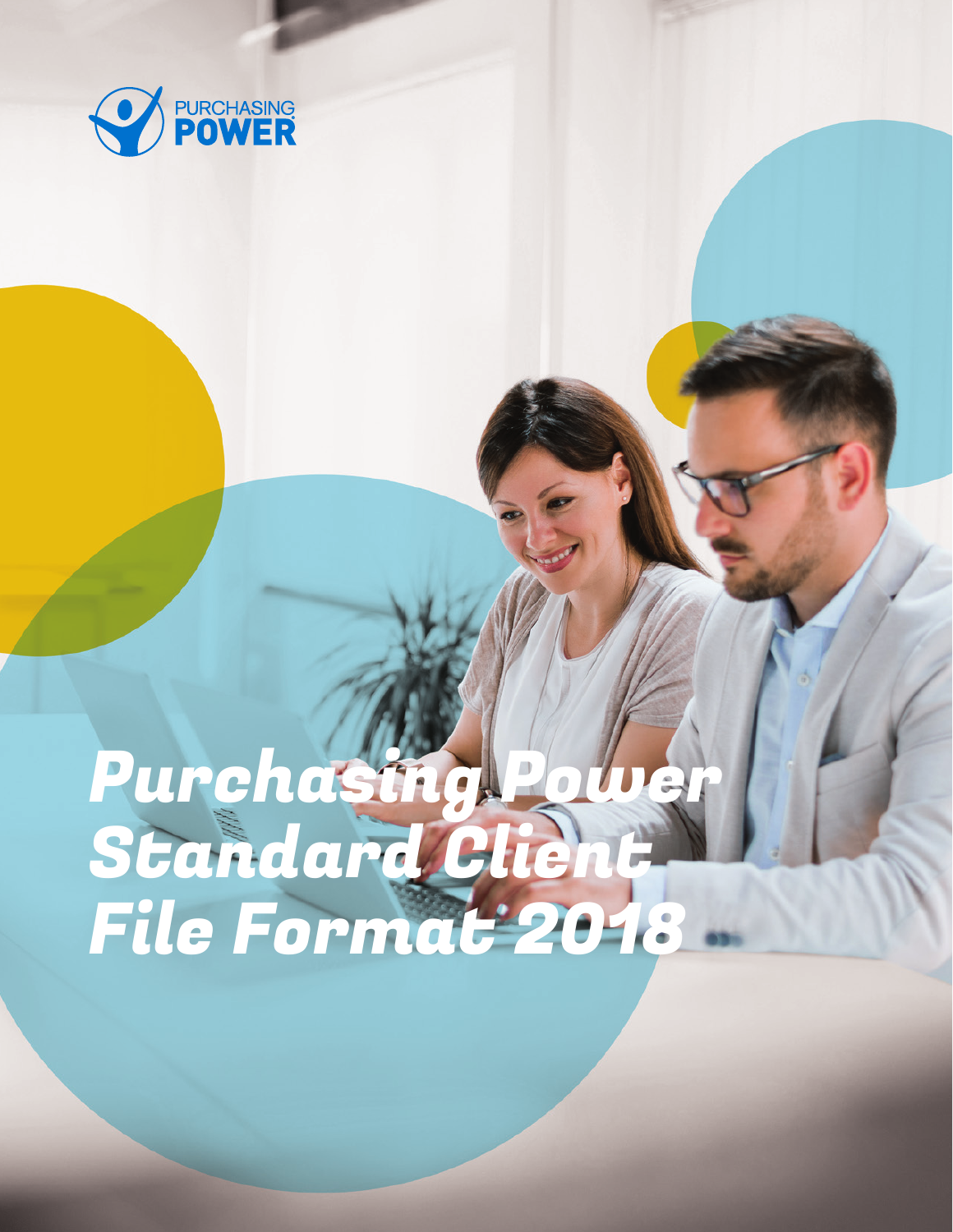PURCHASING POWER

# Purchasing Power Standard Client File Format 2018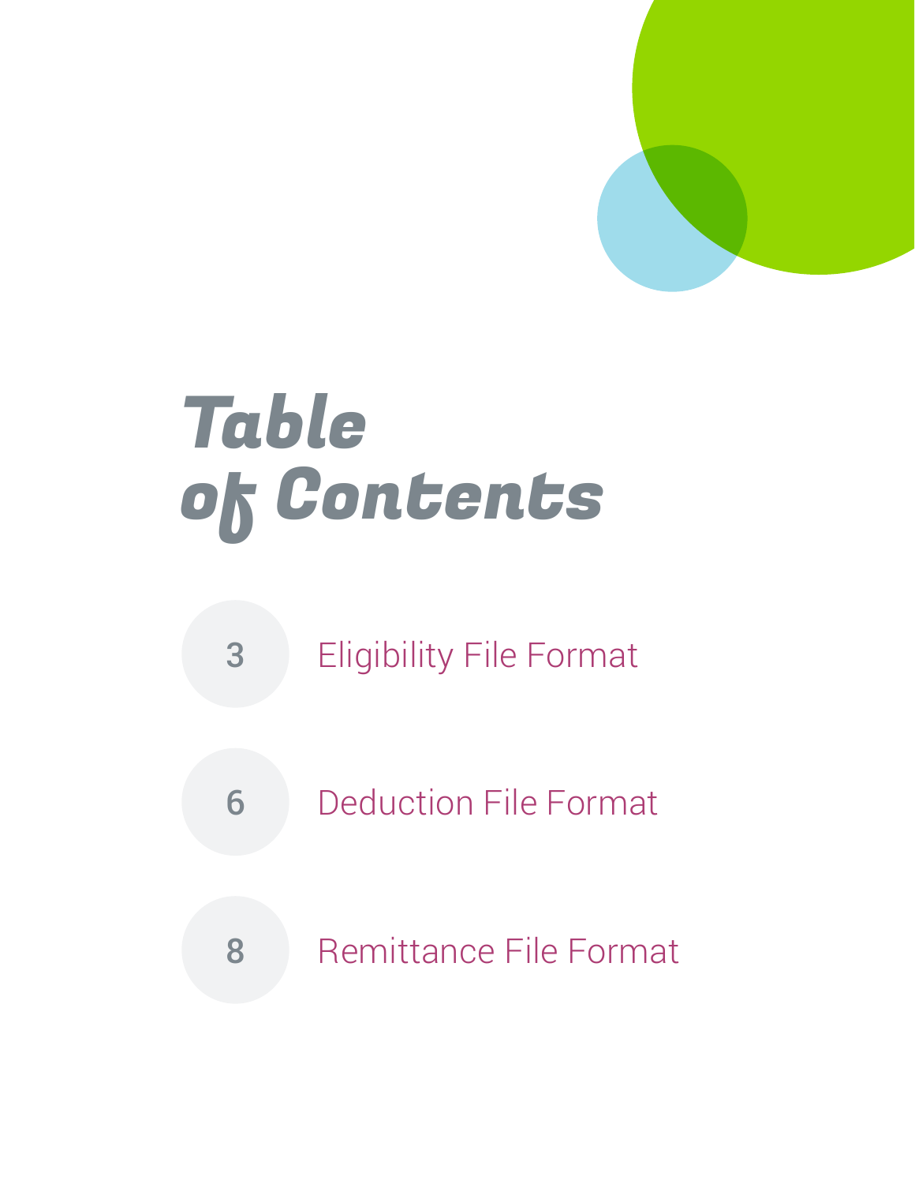# Table of Contents

- 3 Eligibility File Format
- 6 Deduction File Format
- 8 Remittance File Format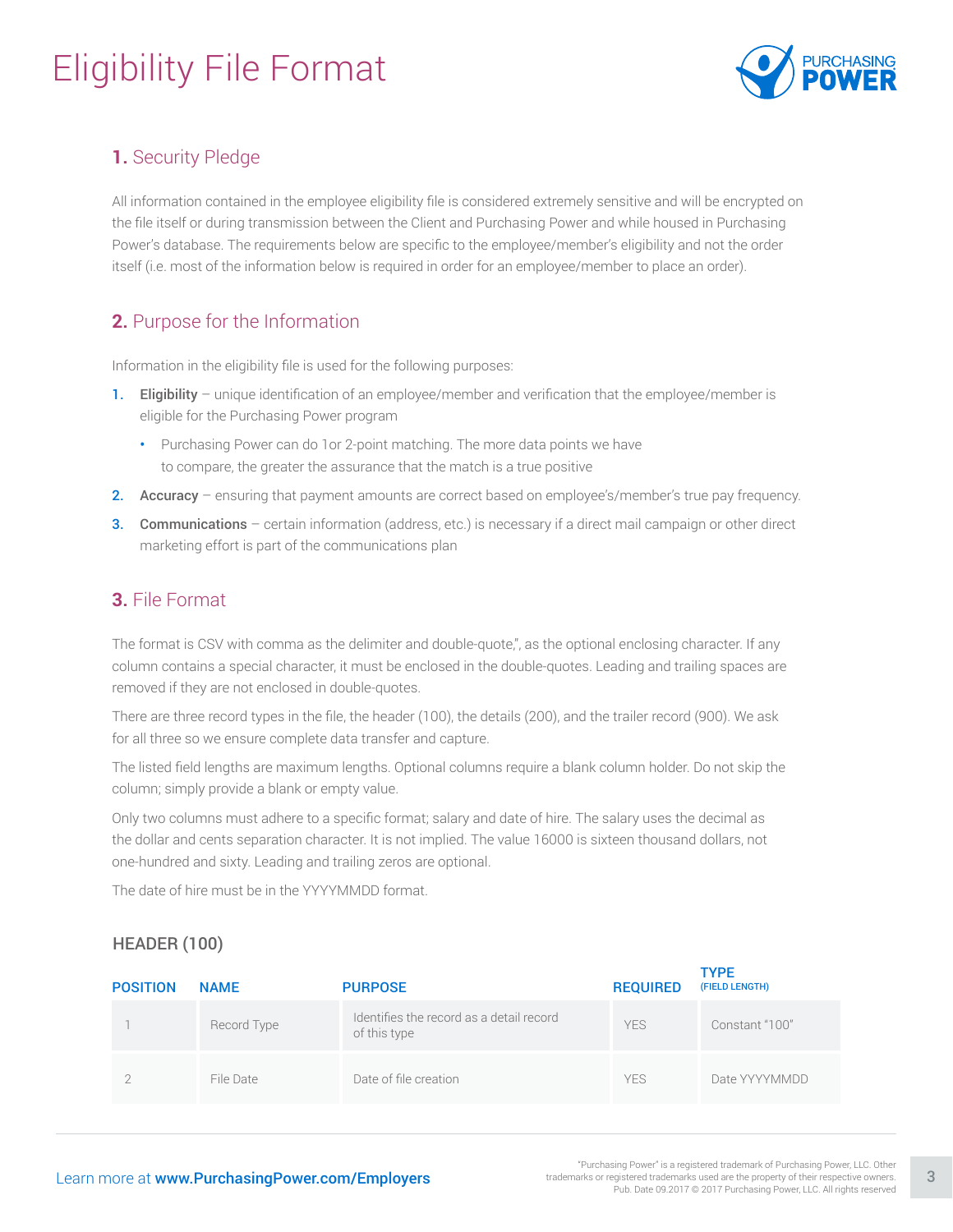# Eligibility File Format

## 1. Security Pledge

All information contained in the employee eligibility file is considered extremely sensitive and will be encrypted on the file itself or during transmission between the Client and Purchasing Power and while housed in Purchasing Power's database. The requirements below are specific to the employee/member's eligibility and not the order itself (i.e. most of the information below is required in order for an employee/member to place an order).

## 2. Purpose for the Information

Information in the eligibility file is used for the following purposes:

1. **Eligibility** – unique identification of an employee/member and verification that the employee/member is eligible for the Purchasing Power program
   - Purchasing Power can do 1or 2-point matching. The more data points we have to compare, the greater the assurance that the match is a true positive
2. **Accuracy** – ensuring that payment amounts are correct based on employee's/member's true pay frequency.
3. **Communications** – certain information (address, etc.) is necessary if a direct mail campaign or other direct marketing effort is part of the communications plan

## 3. File Format

The format is CSV with comma as the delimiter and double-quote",  as the optional enclosing character. If any column contains a special character, it must be enclosed in the double-quotes. Leading and trailing spaces are removed if they are not enclosed in double-quotes.

There are three record types in the file, the header (100), the details (200), and the trailer record (900). We ask for all three so we ensure complete data transfer and capture.

The listed field lengths are maximum lengths. Optional columns require a blank column holder. Do not skip the column; simply provide a blank or empty value.

Only two columns must adhere to a specific format; salary and date of hire. The salary uses the decimal as the dollar and cents separation character. It is not implied. The value 16000 is sixteen thousand dollars, not one-hundred and sixty. Leading and trailing zeros are optional.

The date of hire must be in the YYYYMMDD format.

### HEADER (100)

| POSITION | NAME | PURPOSE | REQUIRED | TYPE (FIELD LENGTH) |
|---|---|---|---|---|
| 1 | Record Type | Identifies the record as a detail record of this type | YES | Constant "100" |
| 2 | File Date | Date of file creation | YES | Date YYYYMMDD |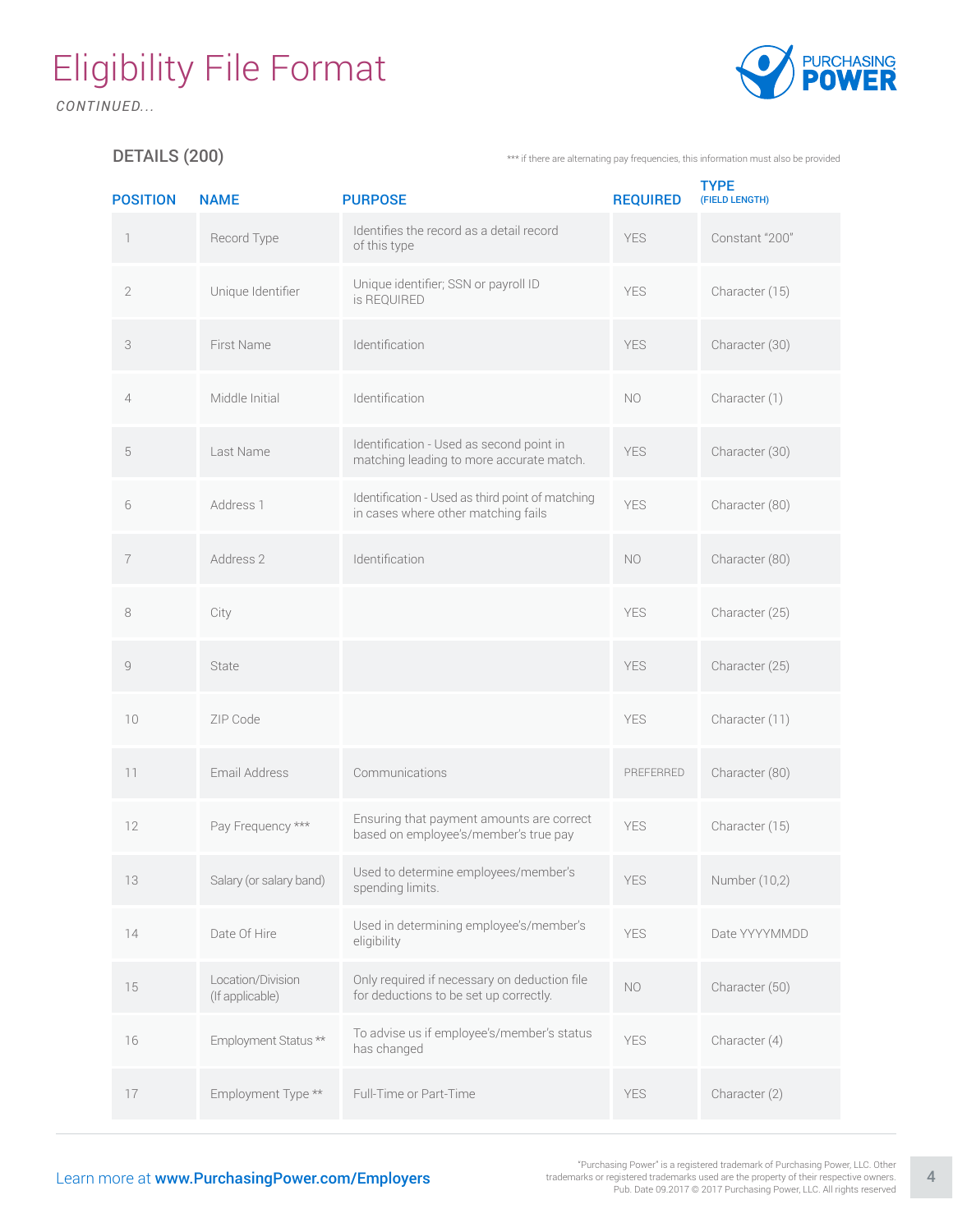# Eligibility File Format

*CONTINUED...*

## DETAILS (200)

*** if there are alternating pay frequencies, this information must also be provided

| POSITION | NAME | PURPOSE | REQUIRED | TYPE (FIELD LENGTH) |
|---|---|---|---|---|
| 1 | Record Type | Identifies the record as a detail record of this type | YES | Constant "200" |
| 2 | Unique Identifier | Unique identifier; SSN or payroll ID is REQUIRED | YES | Character (15) |
| 3 | First Name | Identification | YES | Character (30) |
| 4 | Middle Initial | Identification | NO | Character (1) |
| 5 | Last Name | Identification - Used as second point in matching leading to more accurate match. | YES | Character (30) |
| 6 | Address 1 | Identification - Used as third point of matching in cases where other matching fails | YES | Character (80) |
| 7 | Address 2 | Identification | NO | Character (80) |
| 8 | City | | YES | Character (25) |
| 9 | State | | YES | Character (25) |
| 10 | ZIP Code | | YES | Character (11) |
| 11 | Email Address | Communications | PREFERRED | Character (80) |
| 12 | Pay Frequency *** | Ensuring that payment amounts are correct based on employee's/member's true pay | YES | Character (15) |
| 13 | Salary (or salary band) | Used to determine employees/member's spending limits. | YES | Number (10,2) |
| 14 | Date Of Hire | Used in determining employee's/member's eligibility | YES | Date YYYYMMDD |
| 15 | Location/Division (If applicable) | Only required if necessary on deduction file for deductions to be set up correctly. | NO | Character (50) |
| 16 | Employment Status ** | To advise us if employee's/member's status has changed | YES | Character (4) |
| 17 | Employment Type ** | Full-Time or Part-Time | YES | Character (2) |

Learn more at **www.PurchasingPower.com/Employers**

"Purchasing Power" is a registered trademark of Purchasing Power, LLC. Other trademarks or registered trademarks used are the property of their respective owners. Pub. Date 09.2017 © 2017 Purchasing Power, LLC. All rights reserved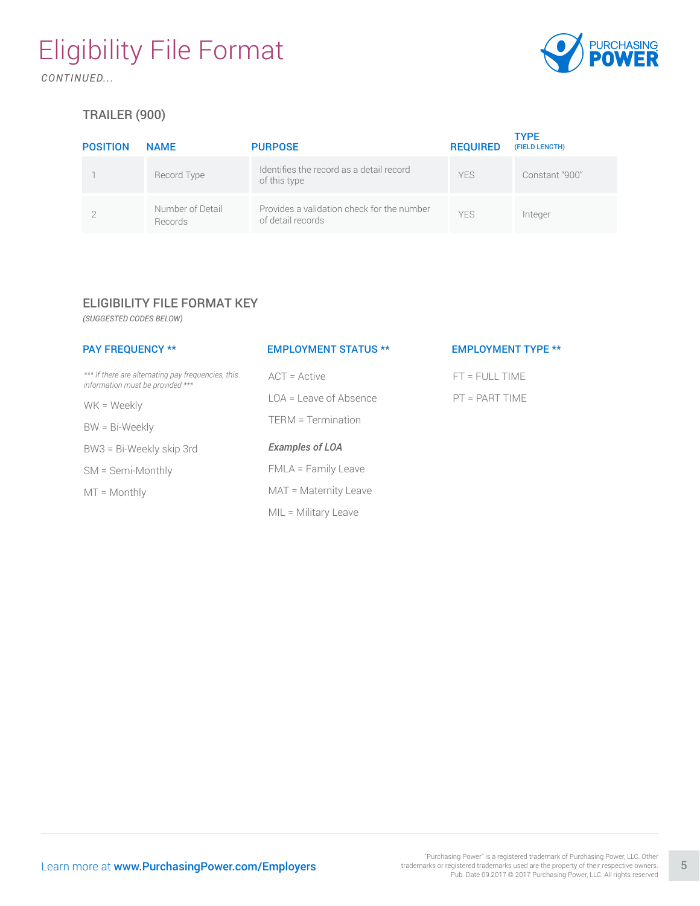# Eligibility File Format

*CONTINUED...*

## TRAILER (900)

| POSITION | NAME | PURPOSE | REQUIRED | TYPE (FIELD LENGTH) |
|---|---|---|---|---|
| 1 | Record Type | Identifies the record as a detail record of this type | YES | Constant "900" |
| 2 | Number of Detail Records | Provides a validation check for the number of detail records | YES | Integer |

## ELIGIBILITY FILE FORMAT KEY

*(SUGGESTED CODES BELOW)*

### PAY FREQUENCY **

**** If there are alternating pay frequencies, this information must be provided ****

WK = Weekly

BW = Bi-Weekly

BW3 = Bi-Weekly skip 3rd

SM = Semi-Monthly

MT = Monthly

### EMPLOYMENT STATUS **

ACT = Active

LOA = Leave of Absence

TERM = Termination

***Examples of LOA***

FMLA = Family Leave

MAT = Maternity Leave

MIL = Military Leave

### EMPLOYMENT TYPE **

FT = FULL TIME

PT = PART TIME

Learn more at **www.PurchasingPower.com/Employers**

"Purchasing Power" is a registered trademark of Purchasing Power, LLC. Other trademarks or registered trademarks used are the property of their respective owners. Pub. Date 09.2017 © 2017 Purchasing Power, LLC. All rights reserved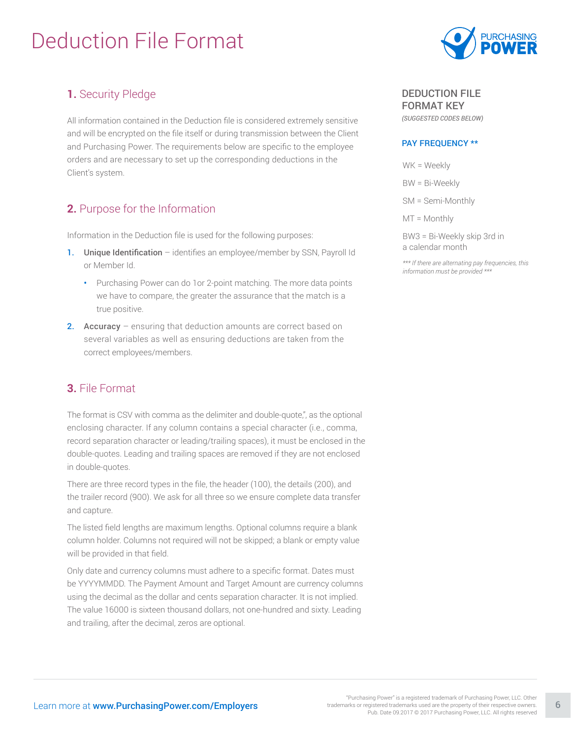# Deduction File Format

## **1.** Security Pledge

All information contained in the Deduction file is considered extremely sensitive and will be encrypted on the file itself or during transmission between the Client and Purchasing Power. The requirements below are specific to the employee orders and are necessary to set up the corresponding deductions in the Client's system.

## **2.** Purpose for the Information

Information in the Deduction file is used for the following purposes:

1. **Unique Identification** – identifies an employee/member by SSN, Payroll Id or Member Id.
   - Purchasing Power can do 1or 2-point matching. The more data points we have to compare, the greater the assurance that the match is a true positive.
2. **Accuracy** – ensuring that deduction amounts are correct based on several variables as well as ensuring deductions are taken from the correct employees/members.

## **3.** File Format

The format is CSV with comma as the delimiter and double-quote,", as the optional enclosing character. If any column contains a special character (i.e., comma, record separation character or leading/trailing spaces), it must be enclosed in the double-quotes. Leading and trailing spaces are removed if they are not enclosed in double-quotes.

There are three record types in the file, the header (100), the details (200), and the trailer record (900). We ask for all three so we ensure complete data transfer and capture.

The listed field lengths are maximum lengths. Optional columns require a blank column holder. Columns not required will not be skipped; a blank or empty value will be provided in that field.

Only date and currency columns must adhere to a specific format. Dates must be YYYYMMDD. The Payment Amount and Target Amount are currency columns using the decimal as the dollar and cents separation character. It is not implied. The value 16000 is sixteen thousand dollars, not one-hundred and sixty. Leading and trailing, after the decimal, zeros are optional.

### DEDUCTION FILE FORMAT KEY

*(SUGGESTED CODES BELOW)*

**PAY FREQUENCY \*\***

WK = Weekly

BW = Bi-Weekly

SM = Semi-Monthly

MT = Monthly

BW3 = Bi-Weekly skip 3rd in a calendar month

*\*\*\* If there are alternating pay frequencies, this information must be provided \*\*\**

Learn more at **www.PurchasingPower.com/Employers**

"Purchasing Power" is a registered trademark of Purchasing Power, LLC. Other trademarks or registered trademarks used are the property of their respective owners. Pub. Date 09.2017 © 2017 Purchasing Power, LLC. All rights reserved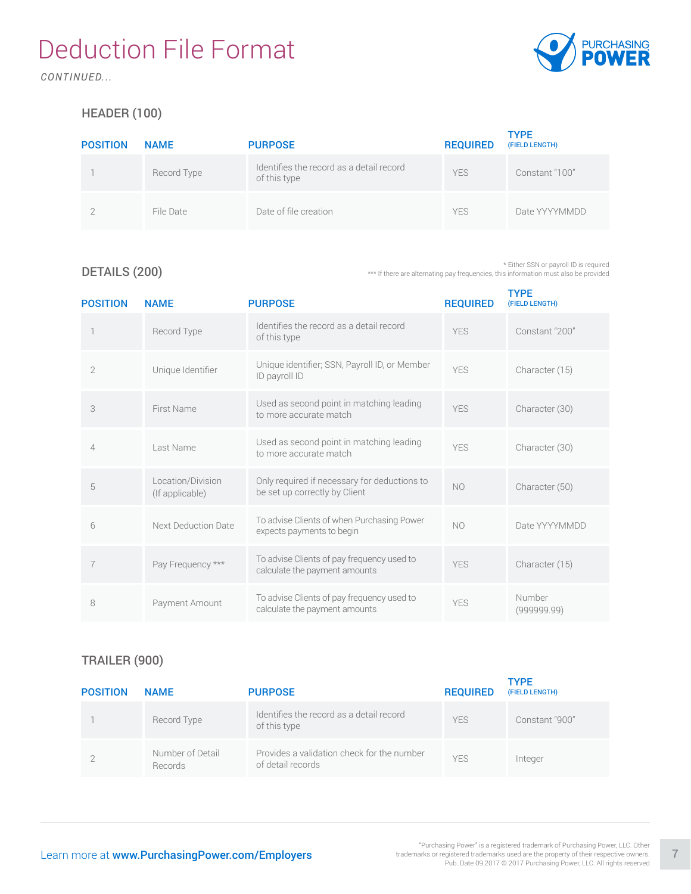# Deduction File Format

*CONTINUED...*

## HEADER (100)

| POSITION | NAME | PURPOSE | REQUIRED | TYPE (FIELD LENGTH) |
|---|---|---|---|---|
| 1 | Record Type | Identifies the record as a detail record of this type | YES | Constant "100" |
| 2 | File Date | Date of file creation | YES | Date YYYYMMDD |

## DETAILS (200)

\* Either SSN or payroll ID is required
*** If there are alternating pay frequencies, this information must also be provided

| POSITION | NAME | PURPOSE | REQUIRED | TYPE (FIELD LENGTH) |
|---|---|---|---|---|
| 1 | Record Type | Identifies the record as a detail record of this type | YES | Constant "200" |
| 2 | Unique Identifier | Unique identifier; SSN, Payroll ID, or Member ID payroll ID | YES | Character (15) |
| 3 | First Name | Used as second point in matching leading to more accurate match | YES | Character (30) |
| 4 | Last Name | Used as second point in matching leading to more accurate match | YES | Character (30) |
| 5 | Location/Division (If applicable) | Only required if necessary for deductions to be set up correctly by Client | NO | Character (50) |
| 6 | Next Deduction Date | To advise Clients of when Purchasing Power expects payments to begin | NO | Date YYYYMMDD |
| 7 | Pay Frequency *** | To advise Clients of pay frequency used to calculate the payment amounts | YES | Character (15) |
| 8 | Payment Amount | To advise Clients of pay frequency used to calculate the payment amounts | YES | Number (999999.99) |

## TRAILER (900)

| POSITION | NAME | PURPOSE | REQUIRED | TYPE (FIELD LENGTH) |
|---|---|---|---|---|
| 1 | Record Type | Identifies the record as a detail record of this type | YES | Constant "900" |
| 2 | Number of Detail Records | Provides a validation check for the number of detail records | YES | Integer |

Learn more at **www.PurchasingPower.com/Employers**

"Purchasing Power" is a registered trademark of Purchasing Power, LLC. Other trademarks or registered trademarks used are the property of their respective owners. Pub. Date 09.2017 © 2017 Purchasing Power, LLC. All rights reserved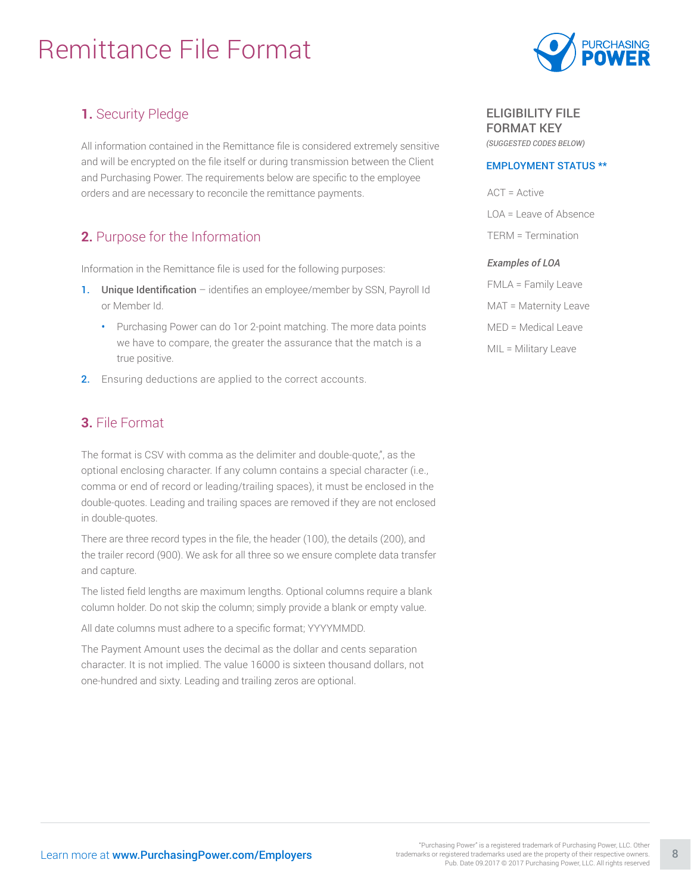# Remittance File Format

## **1.** Security Pledge

All information contained in the Remittance file is considered extremely sensitive and will be encrypted on the file itself or during transmission between the Client and Purchasing Power. The requirements below are specific to the employee orders and are necessary to reconcile the remittance payments.

## **2.** Purpose for the Information

Information in the Remittance file is used for the following purposes:

1. **Unique Identification** – identifies an employee/member by SSN, Payroll Id or Member Id.
   - Purchasing Power can do 1or 2-point matching. The more data points we have to compare, the greater the assurance that the match is a true positive.
2. Ensuring deductions are applied to the correct accounts.

## **3.** File Format

The format is CSV with comma as the delimiter and double-quote,", as the optional enclosing character. If any column contains a special character (i.e., comma or end of record or leading/trailing spaces), it must be enclosed in the double-quotes. Leading and trailing spaces are removed if they are not enclosed in double-quotes.

There are three record types in the file, the header (100), the details (200), and the trailer record (900). We ask for all three so we ensure complete data transfer and capture.

The listed field lengths are maximum lengths. Optional columns require a blank column holder. Do not skip the column; simply provide a blank or empty value.

All date columns must adhere to a specific format; YYYYMMDD.

The Payment Amount uses the decimal as the dollar and cents separation character. It is not implied. The value 16000 is sixteen thousand dollars, not one-hundred and sixty. Leading and trailing zeros are optional.

### ELIGIBILITY FILE FORMAT KEY

*(SUGGESTED CODES BELOW)*

**EMPLOYMENT STATUS \*\***

ACT = Active

LOA = Leave of Absence

TERM = Termination

***Examples of LOA***

FMLA = Family Leave

MAT = Maternity Leave

MED = Medical Leave

MIL = Military Leave

Learn more at **www.PurchasingPower.com/Employers**

"Purchasing Power" is a registered trademark of Purchasing Power, LLC. Other trademarks or registered trademarks used are the property of their respective owners. Pub. Date 09.2017 © 2017 Purchasing Power, LLC. All rights reserved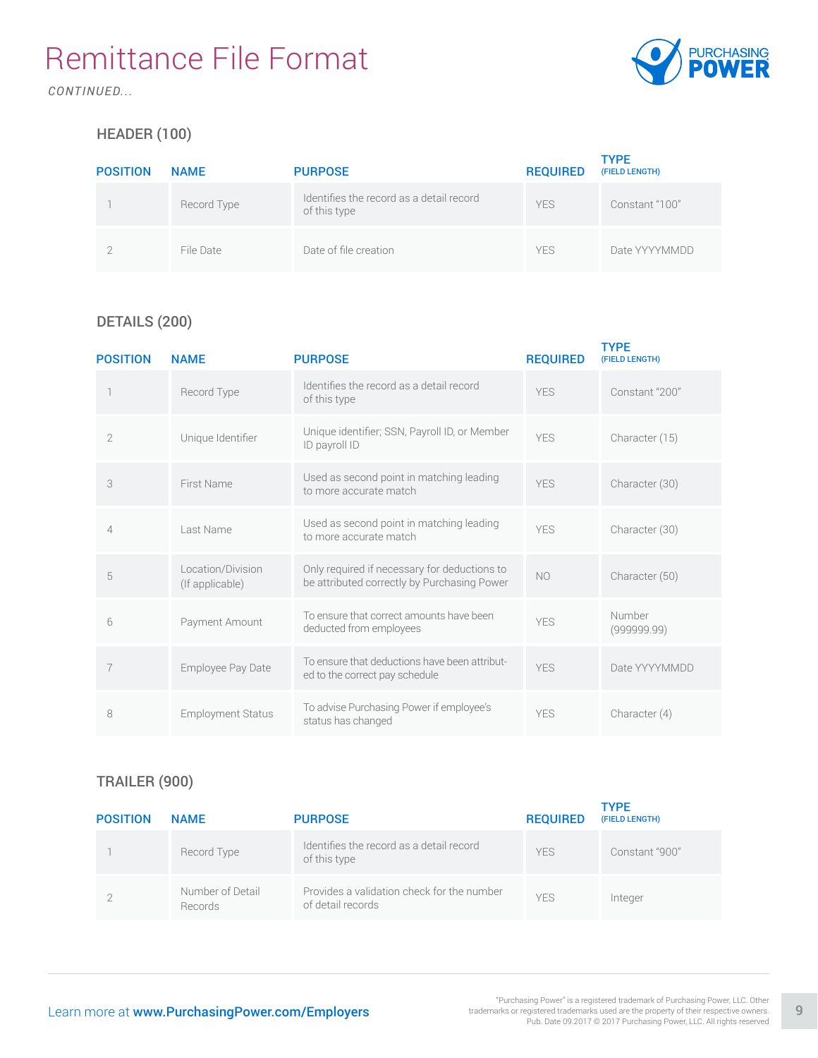# Remittance File Format

*CONTINUED...*

## HEADER (100)

| POSITION | NAME | PURPOSE | REQUIRED | TYPE (FIELD LENGTH) |
|---|---|---|---|---|
| 1 | Record Type | Identifies the record as a detail record of this type | YES | Constant "100" |
| 2 | File Date | Date of file creation | YES | Date YYYYMMDD |

## DETAILS (200)

| POSITION | NAME | PURPOSE | REQUIRED | TYPE (FIELD LENGTH) |
|---|---|---|---|---|
| 1 | Record Type | Identifies the record as a detail record of this type | YES | Constant "200" |
| 2 | Unique Identifier | Unique identifier; SSN, Payroll ID, or Member ID payroll ID | YES | Character (15) |
| 3 | First Name | Used as second point in matching leading to more accurate match | YES | Character (30) |
| 4 | Last Name | Used as second point in matching leading to more accurate match | YES | Character (30) |
| 5 | Location/Division (If applicable) | Only required if necessary for deductions to be attributed correctly by Purchasing Power | NO | Character (50) |
| 6 | Payment Amount | To ensure that correct amounts have been deducted from employees | YES | Number (999999.99) |
| 7 | Employee Pay Date | To ensure that deductions have been attributed to the correct pay schedule | YES | Date YYYYMMDD |
| 8 | Employment Status | To advise Purchasing Power if employee's status has changed | YES | Character (4) |

## TRAILER (900)

| POSITION | NAME | PURPOSE | REQUIRED | TYPE (FIELD LENGTH) |
|---|---|---|---|---|
| 1 | Record Type | Identifies the record as a detail record of this type | YES | Constant "900" |
| 2 | Number of Detail Records | Provides a validation check for the number of detail records | YES | Integer |

Learn more at **www.PurchasingPower.com/Employers**

"Purchasing Power" is a registered trademark of Purchasing Power, LLC. Other trademarks or registered trademarks used are the property of their respective owners. Pub. Date 09.2017 © 2017 Purchasing Power, LLC. All rights reserved